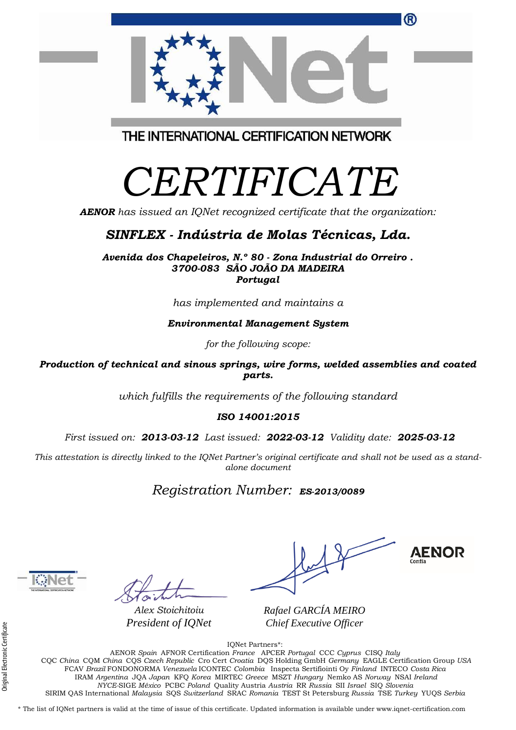THE INTERNATIONAL CERTIFICATION NETWORK

# CERTIFICATE

***AENOR*** *has issued an IQNet recognized certificate that the organization:*

## ***SINFLEX - Indústria de Molas Técnicas, Lda.***

***Avenida dos Chapeleiros, N.º 80 - Zona Industrial do Orreiro .***
***3700-083 SÃO JOÃO DA MADEIRA***
***Portugal***

*has implemented and maintains a*

***Environmental Management System***

*for the following scope:*

***Production of technical and sinous springs, wire forms, welded assemblies and coated parts.***

*which fulfills the requirements of the following standard*

***ISO 14001:2015***

*First issued on:* ***2013-03-12*** *Last issued:* ***2022-03-12*** *Validity date:* ***2025-03-12***

*This attestation is directly linked to the IQNet Partner's original certificate and shall not be used as a stand-alone document*

*Registration Number:* ***ES-2013/0089***

AENOR
Confía

*Alex Stoichitoiu*
*President of IQNet*

*Rafael GARCÍA MEIRO*
*Chief Executive Officer*

Original Electronic Certificate

IQNet Partners*:
AENOR *Spain* AFNOR Certification *France* APCER *Portugal* CCC *Cyprus* CISQ *Italy*
CQC *China* CQM *China* CQS *Czech Republic* Cro Cert *Croatia* DQS Holding GmbH *Germany* EAGLE Certification Group *USA*
FCAV *Brazil* FONDONORMA *Venezuela* ICONTEC *Colombia* Inspecta Sertifiointi Oy *Finland* INTECO *Costa Rica*
IRAM *Argentina* JQA *Japan* KFQ *Korea* MIRTEC *Greece* MSZT *Hungary* Nemko AS *Norway* NSAI *Ireland*
*NYCE*-SIGE *México* PCBC *Poland* Quality Austria *Austria* RR *Russia* SII *Israel* SIQ *Slovenia*
SIRIM QAS International *Malaysia* SQS *Switzerland* SRAC *Romania* TEST St Petersburg *Russia* TSE *Turkey* YUQS *Serbia*

* The list of IQNet partners is valid at the time of issue of this certificate. Updated information is available under www.iqnet-certification.com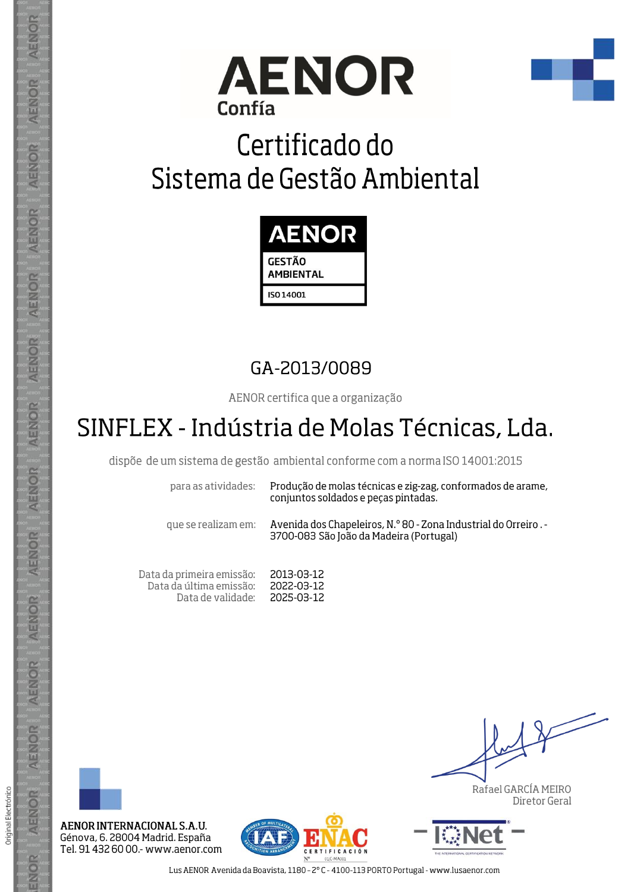AENOR
Confía

# Certificado do Sistema de Gestão Ambiental

AENOR
GESTÃO AMBIENTAL
ISO 14001

## GA-2013/0089

AENOR certifica que a organização

# SINFLEX - Indústria de Molas Técnicas, Lda.

dispõe de um sistema de gestão ambiental conforme com a norma ISO 14001:2015

| | |
|---|---|
| para as atividades: | Produção de molas técnicas e zig-zag, conformados de arame, conjuntos soldados e peças pintadas. |
| que se realizam em: | Avenida dos Chapeleiros, N.º 80 - Zona Industrial do Orreiro . - 3700-083 São João da Madeira (Portugal) |

| | |
|---|---|
| Data da primeira emissão: | 2013-03-12 |
| Data da última emissão: | 2022-03-12 |
| Data de validade: | 2025-03-12 |

Rafael GARCÍA MEIRO
Diretor Geral

**AENOR INTERNACIONAL S.A.U.**
Génova, 6. 28004 Madrid. España
Tel. 91 432 60 00.- www.aenor.com

ENAC CERTIFICACIÓN Nº 01/C-MA001

IQNet

Lus AENOR Avenida da Boavista, 1180 - 2º C - 4100-113 PORTO Portugal - www.lusaenor.com

Original Electrónico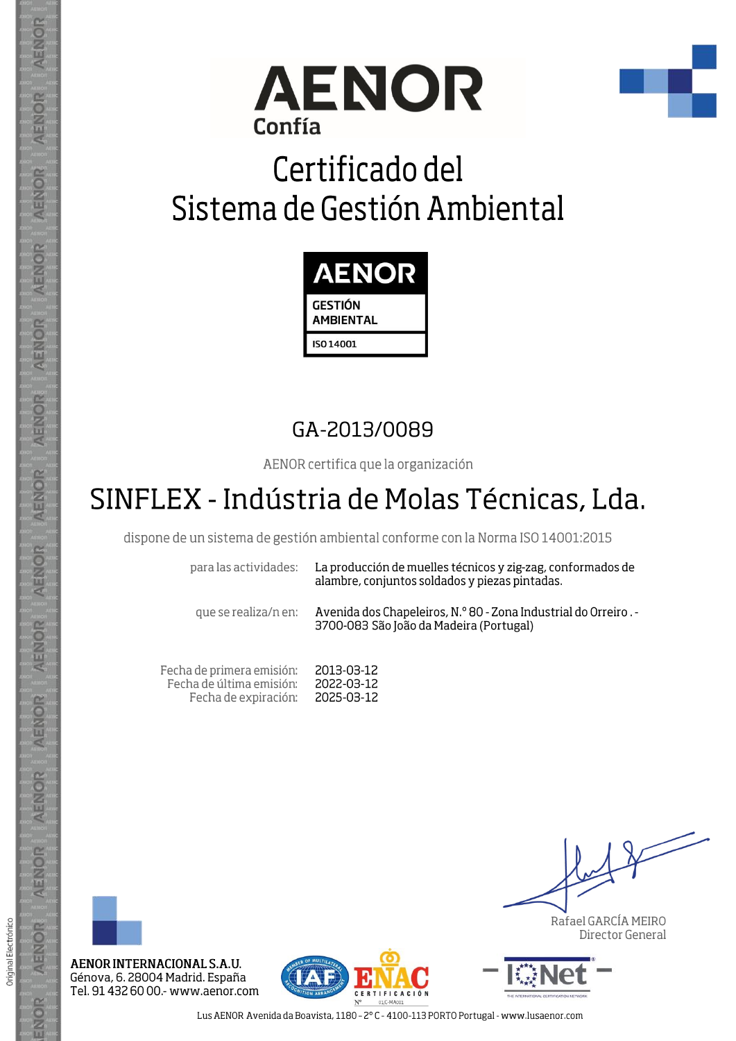AENOR
Confía

# Certificado del Sistema de Gestión Ambiental

AENOR
GESTIÓN AMBIENTAL
ISO 14001

## GA-2013/0089

AENOR certifica que la organización

# SINFLEX - Indústria de Molas Técnicas, Lda.

dispone de un sistema de gestión ambiental conforme con la Norma ISO 14001:2015

| | |
|---|---|
| para las actividades: | La producción de muelles técnicos y zig-zag, conformados de alambre, conjuntos soldados y piezas pintadas. |
| que se realiza/n en: | Avenida dos Chapeleiros, N.° 80 - Zona Industrial do Orreiro . - 3700-083 São João da Madeira (Portugal) |

| | |
|---|---|
| Fecha de primera emisión: | 2013-03-12 |
| Fecha de última emisión: | 2022-03-12 |
| Fecha de expiración: | 2025-03-12 |

Rafael GARCÍA MEIRO
Director General

**AENOR INTERNACIONAL S.A.U.**
Génova, 6. 28004 Madrid. España
Tel. 91 432 60 00.- www.aenor.com

ENAC CERTIFICACIÓN N° 01/C-MA001

IQNet

Lus AENOR Avenida da Boavista, 1180 - 2° C - 4100-113 PORTO Portugal - www.lusaenor.com

Original Electrónico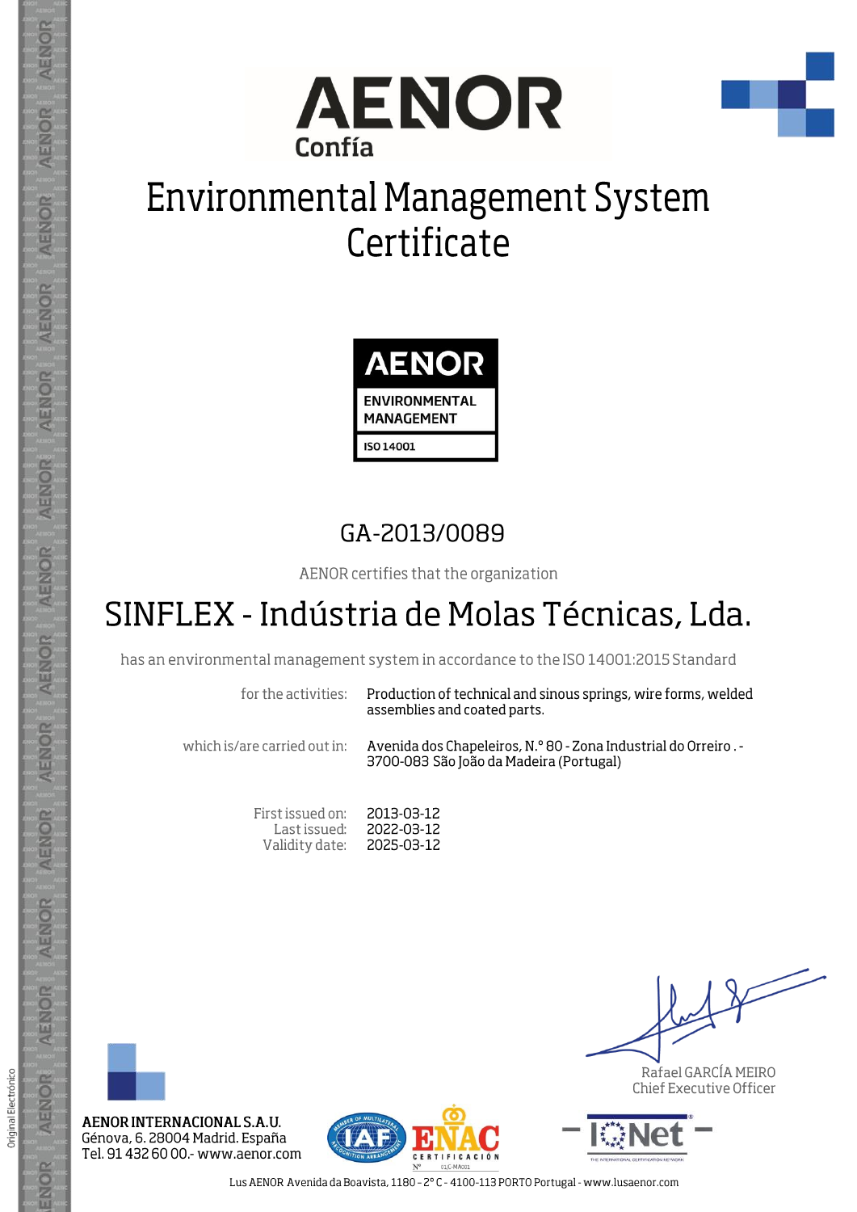AENOR

Confía

# Environmental Management System Certificate

AENOR

ENVIRONMENTAL MANAGEMENT

ISO 14001

GA-2013/0089

AENOR certifies that the organization

## SINFLEX - Indústria de Molas Técnicas, Lda.

has an environmental management system in accordance to the ISO 14001:2015 Standard

| | |
|---|---|
| for the activities: | Production of technical and sinous springs, wire forms, welded assemblies and coated parts. |
| which is/are carried out in: | Avenida dos Chapeleiros, N.º 80 - Zona Industrial do Orreiro . - 3700-083 São João da Madeira (Portugal) |

| | |
|---|---|
| First issued on: | 2013-03-12 |
| Last issued: | 2022-03-12 |
| Validity date: | 2025-03-12 |

Rafael GARCÍA MEIRO
Chief Executive Officer

**AENOR INTERNACIONAL S.A.U.**
Génova, 6. 28004 Madrid. España
Tel. 91 432 60 00.- www.aenor.com

IAF — ENAC CERTIFICACIÓN Nº 01/C-MA001 — IQNet

Lus AENOR Avenida da Boavista, 1180 - 2º C - 4100-113 PORTO Portugal - www.lusaenor.com

Original Electrónico